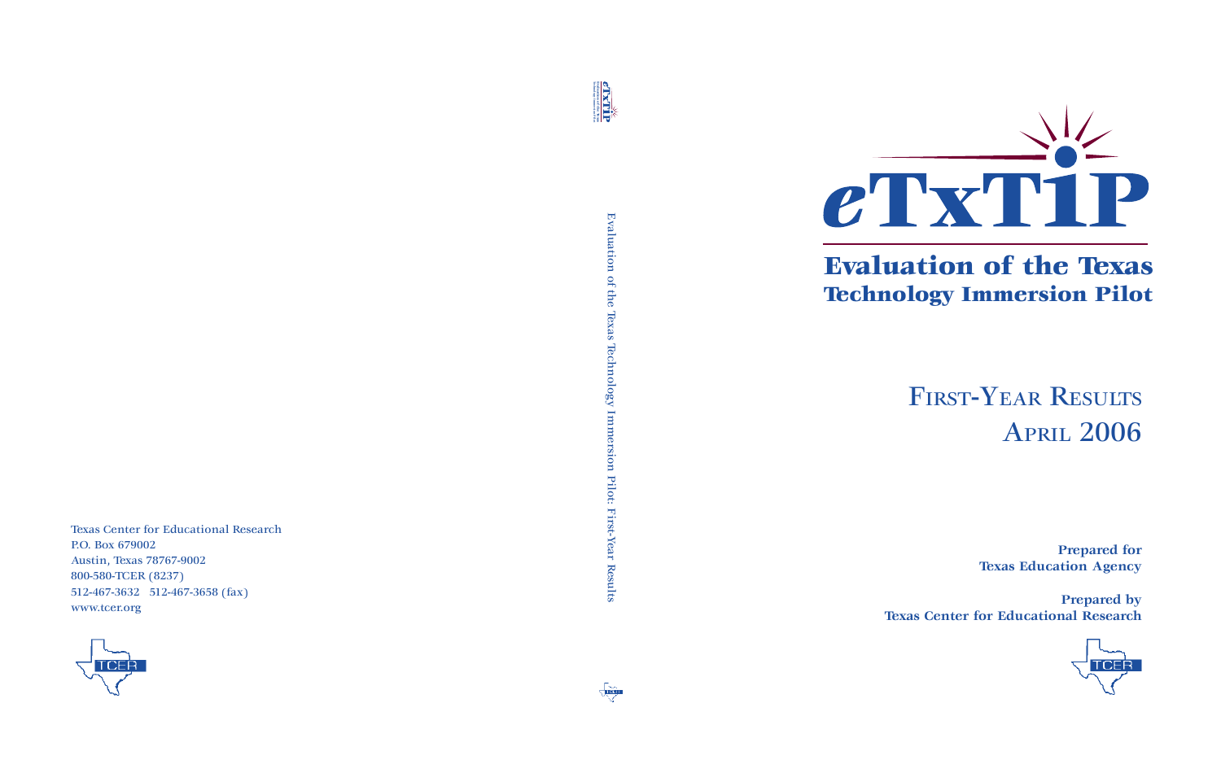# eTxTIP

## Evaluation of the Texas Technology Immersion Pilot

### First-Year Results
### April 2006

**Prepared for**
**Texas Education Agency**

**Prepared by**
**Texas Center for Educational Research**

Evaluation of the Texas Technology Immersion Pilot: First-Year Results

Texas Center for Educational Research
P.O. Box 679002
Austin, Texas 78767-9002
800-580-TCER (8237)
512-467-3632 512-467-3658 (fax)
www.tcer.org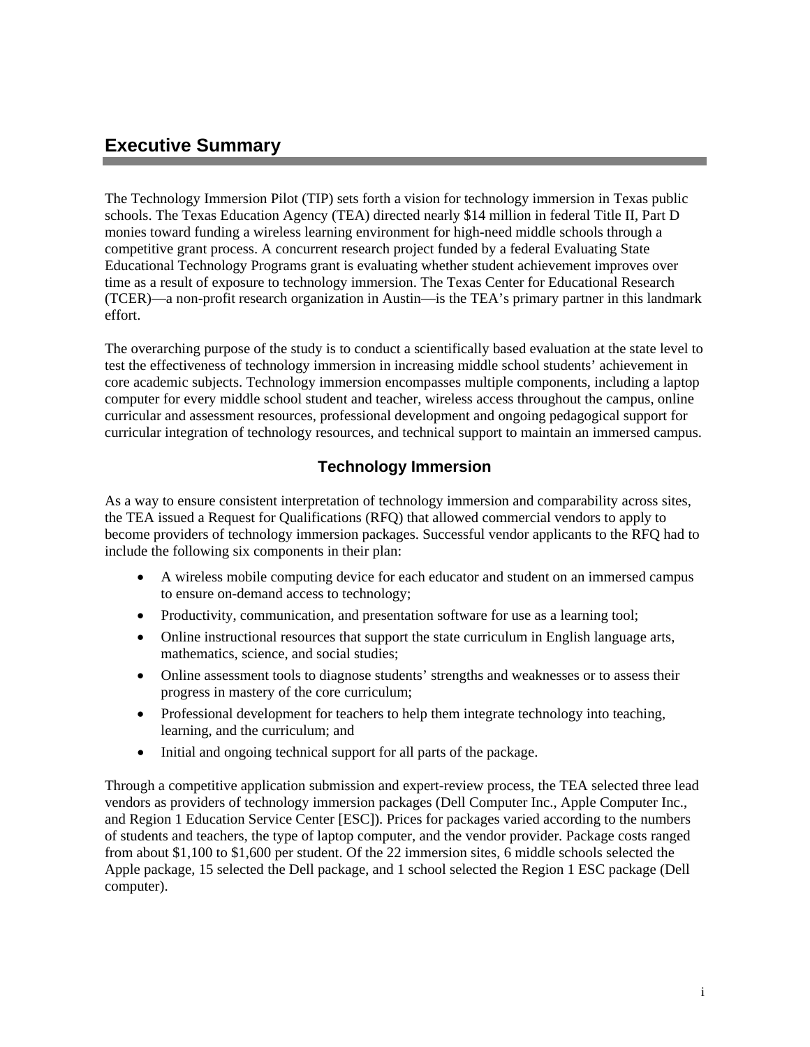# Executive Summary

The Technology Immersion Pilot (TIP) sets forth a vision for technology immersion in Texas public schools. The Texas Education Agency (TEA) directed nearly $14 million in federal Title II, Part D monies toward funding a wireless learning environment for high-need middle schools through a competitive grant process. A concurrent research project funded by a federal Evaluating State Educational Technology Programs grant is evaluating whether student achievement improves over time as a result of exposure to technology immersion. The Texas Center for Educational Research (TCER)—a non-profit research organization in Austin—is the TEA's primary partner in this landmark effort.

The overarching purpose of the study is to conduct a scientifically based evaluation at the state level to test the effectiveness of technology immersion in increasing middle school students' achievement in core academic subjects. Technology immersion encompasses multiple components, including a laptop computer for every middle school student and teacher, wireless access throughout the campus, online curricular and assessment resources, professional development and ongoing pedagogical support for curricular integration of technology resources, and technical support to maintain an immersed campus.

## Technology Immersion

As a way to ensure consistent interpretation of technology immersion and comparability across sites, the TEA issued a Request for Qualifications (RFQ) that allowed commercial vendors to apply to become providers of technology immersion packages. Successful vendor applicants to the RFQ had to include the following six components in their plan:

- A wireless mobile computing device for each educator and student on an immersed campus to ensure on-demand access to technology;
- Productivity, communication, and presentation software for use as a learning tool;
- Online instructional resources that support the state curriculum in English language arts, mathematics, science, and social studies;
- Online assessment tools to diagnose students' strengths and weaknesses or to assess their progress in mastery of the core curriculum;
- Professional development for teachers to help them integrate technology into teaching, learning, and the curriculum; and
- Initial and ongoing technical support for all parts of the package.

Through a competitive application submission and expert-review process, the TEA selected three lead vendors as providers of technology immersion packages (Dell Computer Inc., Apple Computer Inc., and Region 1 Education Service Center [ESC]). Prices for packages varied according to the numbers of students and teachers, the type of laptop computer, and the vendor provider. Package costs ranged from about $1,100 to $1,600 per student. Of the 22 immersion sites, 6 middle schools selected the Apple package, 15 selected the Dell package, and 1 school selected the Region 1 ESC package (Dell computer).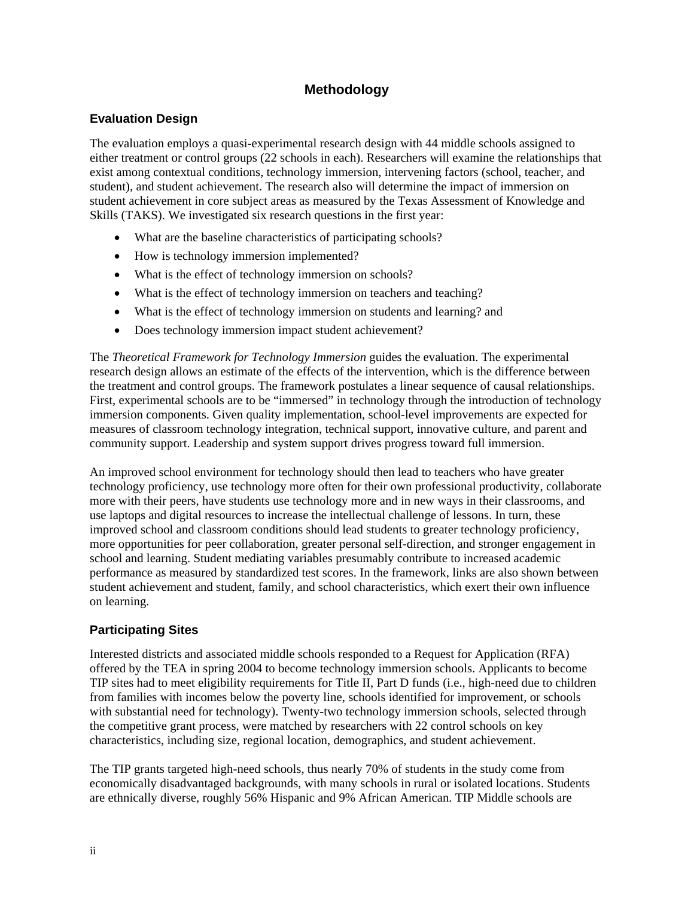# Methodology

## Evaluation Design

The evaluation employs a quasi-experimental research design with 44 middle schools assigned to either treatment or control groups (22 schools in each). Researchers will examine the relationships that exist among contextual conditions, technology immersion, intervening factors (school, teacher, and student), and student achievement. The research also will determine the impact of immersion on student achievement in core subject areas as measured by the Texas Assessment of Knowledge and Skills (TAKS). We investigated six research questions in the first year:

- What are the baseline characteristics of participating schools?
- How is technology immersion implemented?
- What is the effect of technology immersion on schools?
- What is the effect of technology immersion on teachers and teaching?
- What is the effect of technology immersion on students and learning? and
- Does technology immersion impact student achievement?

The *Theoretical Framework for Technology Immersion* guides the evaluation. The experimental research design allows an estimate of the effects of the intervention, which is the difference between the treatment and control groups. The framework postulates a linear sequence of causal relationships. First, experimental schools are to be "immersed" in technology through the introduction of technology immersion components. Given quality implementation, school-level improvements are expected for measures of classroom technology integration, technical support, innovative culture, and parent and community support. Leadership and system support drives progress toward full immersion.

An improved school environment for technology should then lead to teachers who have greater technology proficiency, use technology more often for their own professional productivity, collaborate more with their peers, have students use technology more and in new ways in their classrooms, and use laptops and digital resources to increase the intellectual challenge of lessons. In turn, these improved school and classroom conditions should lead students to greater technology proficiency, more opportunities for peer collaboration, greater personal self-direction, and stronger engagement in school and learning. Student mediating variables presumably contribute to increased academic performance as measured by standardized test scores. In the framework, links are also shown between student achievement and student, family, and school characteristics, which exert their own influence on learning.

## Participating Sites

Interested districts and associated middle schools responded to a Request for Application (RFA) offered by the TEA in spring 2004 to become technology immersion schools. Applicants to become TIP sites had to meet eligibility requirements for Title II, Part D funds (i.e., high-need due to children from families with incomes below the poverty line, schools identified for improvement, or schools with substantial need for technology). Twenty-two technology immersion schools, selected through the competitive grant process, were matched by researchers with 22 control schools on key characteristics, including size, regional location, demographics, and student achievement.

The TIP grants targeted high-need schools, thus nearly 70% of students in the study come from economically disadvantaged backgrounds, with many schools in rural or isolated locations. Students are ethnically diverse, roughly 56% Hispanic and 9% African American. TIP Middle schools are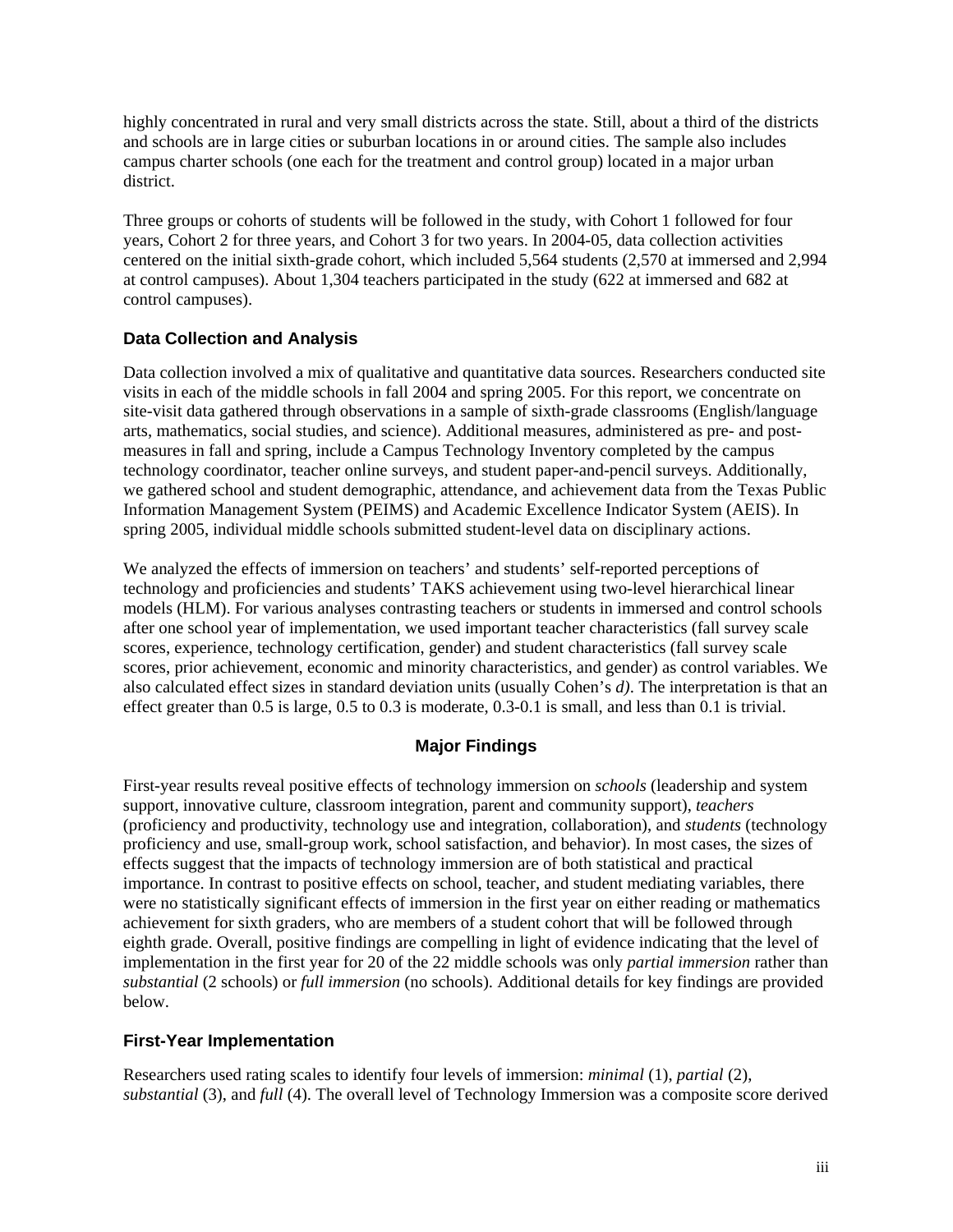highly concentrated in rural and very small districts across the state. Still, about a third of the districts and schools are in large cities or suburban locations in or around cities. The sample also includes campus charter schools (one each for the treatment and control group) located in a major urban district.

Three groups or cohorts of students will be followed in the study, with Cohort 1 followed for four years, Cohort 2 for three years, and Cohort 3 for two years. In 2004-05, data collection activities centered on the initial sixth-grade cohort, which included 5,564 students (2,570 at immersed and 2,994 at control campuses). About 1,304 teachers participated in the study (622 at immersed and 682 at control campuses).

### Data Collection and Analysis

Data collection involved a mix of qualitative and quantitative data sources. Researchers conducted site visits in each of the middle schools in fall 2004 and spring 2005. For this report, we concentrate on site-visit data gathered through observations in a sample of sixth-grade classrooms (English/language arts, mathematics, social studies, and science). Additional measures, administered as pre- and post-measures in fall and spring, include a Campus Technology Inventory completed by the campus technology coordinator, teacher online surveys, and student paper-and-pencil surveys. Additionally, we gathered school and student demographic, attendance, and achievement data from the Texas Public Information Management System (PEIMS) and Academic Excellence Indicator System (AEIS). In spring 2005, individual middle schools submitted student-level data on disciplinary actions.

We analyzed the effects of immersion on teachers' and students' self-reported perceptions of technology and proficiencies and students' TAKS achievement using two-level hierarchical linear models (HLM). For various analyses contrasting teachers or students in immersed and control schools after one school year of implementation, we used important teacher characteristics (fall survey scale scores, experience, technology certification, gender) and student characteristics (fall survey scale scores, prior achievement, economic and minority characteristics, and gender) as control variables. We also calculated effect sizes in standard deviation units (usually Cohen's *d)*. The interpretation is that an effect greater than 0.5 is large, 0.5 to 0.3 is moderate, 0.3-0.1 is small, and less than 0.1 is trivial.

## Major Findings

First-year results reveal positive effects of technology immersion on *schools* (leadership and system support, innovative culture, classroom integration, parent and community support), *teachers* (proficiency and productivity, technology use and integration, collaboration), and *students* (technology proficiency and use, small-group work, school satisfaction, and behavior). In most cases, the sizes of effects suggest that the impacts of technology immersion are of both statistical and practical importance. In contrast to positive effects on school, teacher, and student mediating variables, there were no statistically significant effects of immersion in the first year on either reading or mathematics achievement for sixth graders, who are members of a student cohort that will be followed through eighth grade. Overall, positive findings are compelling in light of evidence indicating that the level of implementation in the first year for 20 of the 22 middle schools was only *partial immersion* rather than *substantial* (2 schools) or *full immersion* (no schools). Additional details for key findings are provided below.

### First-Year Implementation

Researchers used rating scales to identify four levels of immersion: *minimal* (1), *partial* (2), *substantial* (3), and *full* (4). The overall level of Technology Immersion was a composite score derived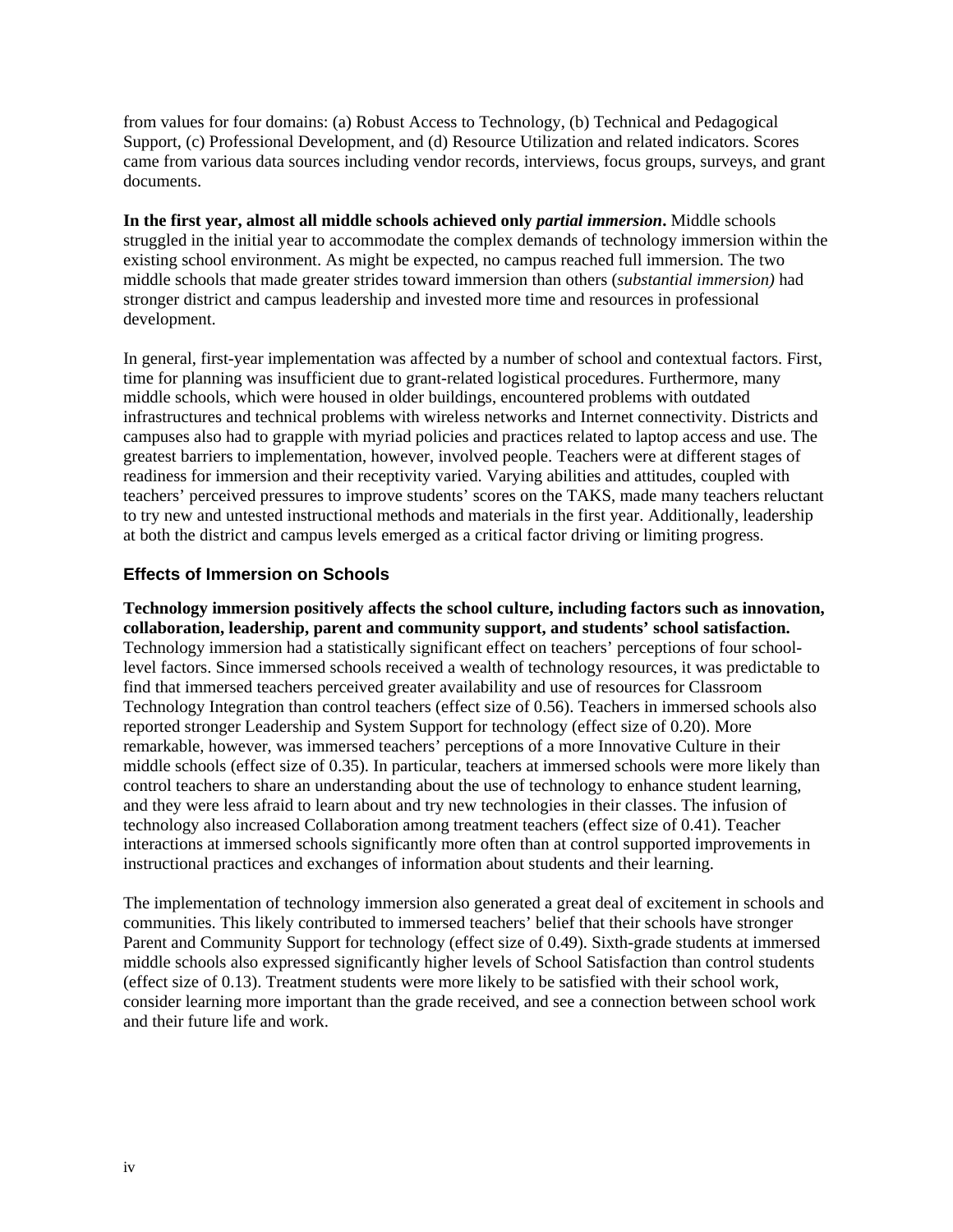from values for four domains: (a) Robust Access to Technology, (b) Technical and Pedagogical Support, (c) Professional Development, and (d) Resource Utilization and related indicators. Scores came from various data sources including vendor records, interviews, focus groups, surveys, and grant documents.

**In the first year, almost all middle schools achieved only *partial immersion*.** Middle schools struggled in the initial year to accommodate the complex demands of technology immersion within the existing school environment. As might be expected, no campus reached full immersion. The two middle schools that made greater strides toward immersion than others (*substantial immersion)* had stronger district and campus leadership and invested more time and resources in professional development.

In general, first-year implementation was affected by a number of school and contextual factors. First, time for planning was insufficient due to grant-related logistical procedures. Furthermore, many middle schools, which were housed in older buildings, encountered problems with outdated infrastructures and technical problems with wireless networks and Internet connectivity. Districts and campuses also had to grapple with myriad policies and practices related to laptop access and use. The greatest barriers to implementation, however, involved people. Teachers were at different stages of readiness for immersion and their receptivity varied. Varying abilities and attitudes, coupled with teachers' perceived pressures to improve students' scores on the TAKS, made many teachers reluctant to try new and untested instructional methods and materials in the first year. Additionally, leadership at both the district and campus levels emerged as a critical factor driving or limiting progress.

### Effects of Immersion on Schools

**Technology immersion positively affects the school culture, including factors such as innovation, collaboration, leadership, parent and community support, and students' school satisfaction.** Technology immersion had a statistically significant effect on teachers' perceptions of four school-level factors. Since immersed schools received a wealth of technology resources, it was predictable to find that immersed teachers perceived greater availability and use of resources for Classroom Technology Integration than control teachers (effect size of 0.56). Teachers in immersed schools also reported stronger Leadership and System Support for technology (effect size of 0.20). More remarkable, however, was immersed teachers' perceptions of a more Innovative Culture in their middle schools (effect size of 0.35). In particular, teachers at immersed schools were more likely than control teachers to share an understanding about the use of technology to enhance student learning, and they were less afraid to learn about and try new technologies in their classes. The infusion of technology also increased Collaboration among treatment teachers (effect size of 0.41). Teacher interactions at immersed schools significantly more often than at control supported improvements in instructional practices and exchanges of information about students and their learning.

The implementation of technology immersion also generated a great deal of excitement in schools and communities. This likely contributed to immersed teachers' belief that their schools have stronger Parent and Community Support for technology (effect size of 0.49). Sixth-grade students at immersed middle schools also expressed significantly higher levels of School Satisfaction than control students (effect size of 0.13). Treatment students were more likely to be satisfied with their school work, consider learning more important than the grade received, and see a connection between school work and their future life and work.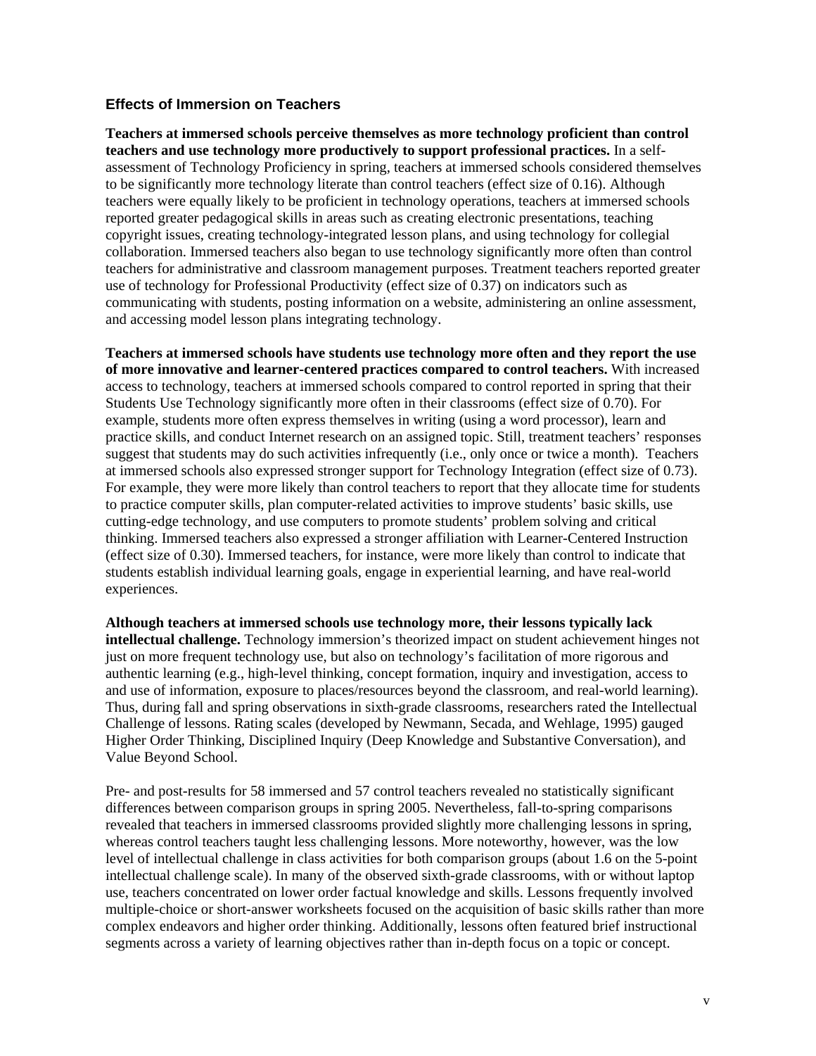### Effects of Immersion on Teachers

**Teachers at immersed schools perceive themselves as more technology proficient than control teachers and use technology more productively to support professional practices.** In a self-assessment of Technology Proficiency in spring, teachers at immersed schools considered themselves to be significantly more technology literate than control teachers (effect size of 0.16). Although teachers were equally likely to be proficient in technology operations, teachers at immersed schools reported greater pedagogical skills in areas such as creating electronic presentations, teaching copyright issues, creating technology-integrated lesson plans, and using technology for collegial collaboration. Immersed teachers also began to use technology significantly more often than control teachers for administrative and classroom management purposes. Treatment teachers reported greater use of technology for Professional Productivity (effect size of 0.37) on indicators such as communicating with students, posting information on a website, administering an online assessment, and accessing model lesson plans integrating technology.

**Teachers at immersed schools have students use technology more often and they report the use of more innovative and learner-centered practices compared to control teachers.** With increased access to technology, teachers at immersed schools compared to control reported in spring that their Students Use Technology significantly more often in their classrooms (effect size of 0.70). For example, students more often express themselves in writing (using a word processor), learn and practice skills, and conduct Internet research on an assigned topic. Still, treatment teachers' responses suggest that students may do such activities infrequently (i.e., only once or twice a month). Teachers at immersed schools also expressed stronger support for Technology Integration (effect size of 0.73). For example, they were more likely than control teachers to report that they allocate time for students to practice computer skills, plan computer-related activities to improve students' basic skills, use cutting-edge technology, and use computers to promote students' problem solving and critical thinking. Immersed teachers also expressed a stronger affiliation with Learner-Centered Instruction (effect size of 0.30). Immersed teachers, for instance, were more likely than control to indicate that students establish individual learning goals, engage in experiential learning, and have real-world experiences.

**Although teachers at immersed schools use technology more, their lessons typically lack intellectual challenge.** Technology immersion's theorized impact on student achievement hinges not just on more frequent technology use, but also on technology's facilitation of more rigorous and authentic learning (e.g., high-level thinking, concept formation, inquiry and investigation, access to and use of information, exposure to places/resources beyond the classroom, and real-world learning). Thus, during fall and spring observations in sixth-grade classrooms, researchers rated the Intellectual Challenge of lessons. Rating scales (developed by Newmann, Secada, and Wehlage, 1995) gauged Higher Order Thinking, Disciplined Inquiry (Deep Knowledge and Substantive Conversation), and Value Beyond School.

Pre- and post-results for 58 immersed and 57 control teachers revealed no statistically significant differences between comparison groups in spring 2005. Nevertheless, fall-to-spring comparisons revealed that teachers in immersed classrooms provided slightly more challenging lessons in spring, whereas control teachers taught less challenging lessons. More noteworthy, however, was the low level of intellectual challenge in class activities for both comparison groups (about 1.6 on the 5-point intellectual challenge scale). In many of the observed sixth-grade classrooms, with or without laptop use, teachers concentrated on lower order factual knowledge and skills. Lessons frequently involved multiple-choice or short-answer worksheets focused on the acquisition of basic skills rather than more complex endeavors and higher order thinking. Additionally, lessons often featured brief instructional segments across a variety of learning objectives rather than in-depth focus on a topic or concept.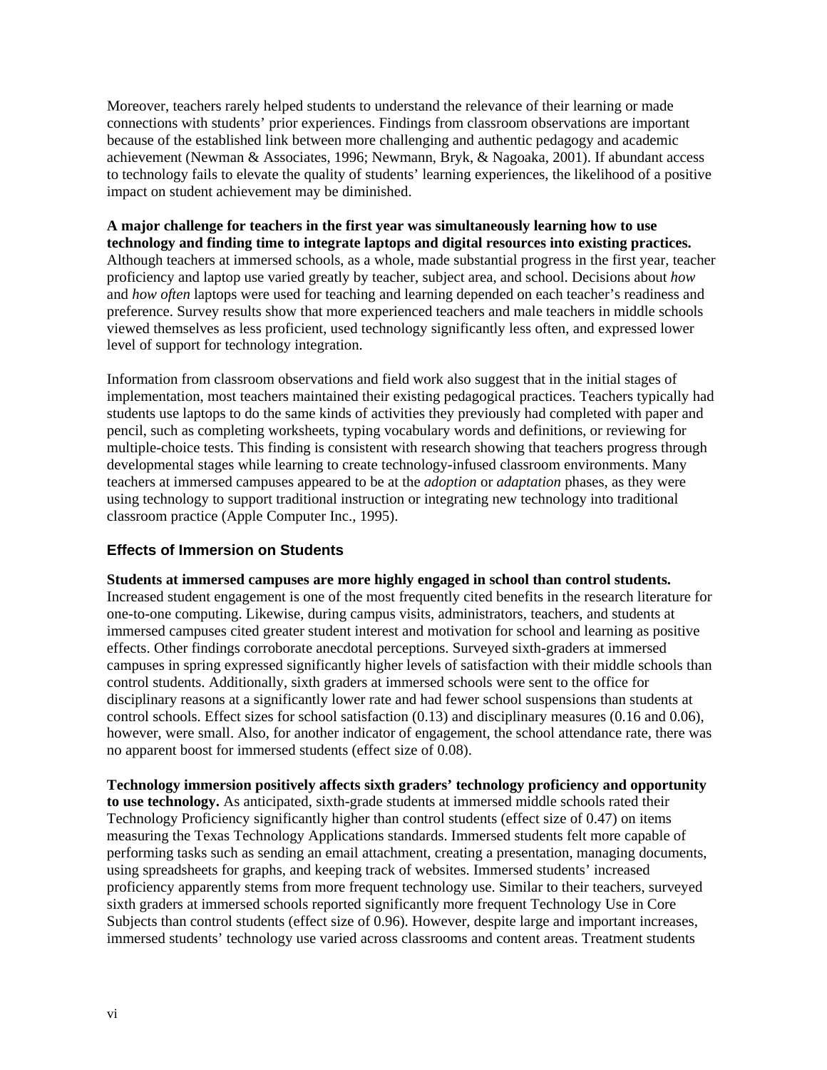Moreover, teachers rarely helped students to understand the relevance of their learning or made connections with students' prior experiences. Findings from classroom observations are important because of the established link between more challenging and authentic pedagogy and academic achievement (Newman & Associates, 1996; Newmann, Bryk, & Nagoaka, 2001). If abundant access to technology fails to elevate the quality of students' learning experiences, the likelihood of a positive impact on student achievement may be diminished.

**A major challenge for teachers in the first year was simultaneously learning how to use technology and finding time to integrate laptops and digital resources into existing practices.** Although teachers at immersed schools, as a whole, made substantial progress in the first year, teacher proficiency and laptop use varied greatly by teacher, subject area, and school. Decisions about *how* and *how often* laptops were used for teaching and learning depended on each teacher's readiness and preference. Survey results show that more experienced teachers and male teachers in middle schools viewed themselves as less proficient, used technology significantly less often, and expressed lower level of support for technology integration.

Information from classroom observations and field work also suggest that in the initial stages of implementation, most teachers maintained their existing pedagogical practices. Teachers typically had students use laptops to do the same kinds of activities they previously had completed with paper and pencil, such as completing worksheets, typing vocabulary words and definitions, or reviewing for multiple-choice tests. This finding is consistent with research showing that teachers progress through developmental stages while learning to create technology-infused classroom environments. Many teachers at immersed campuses appeared to be at the *adoption* or *adaptation* phases, as they were using technology to support traditional instruction or integrating new technology into traditional classroom practice (Apple Computer Inc., 1995).

### Effects of Immersion on Students

**Students at immersed campuses are more highly engaged in school than control students.** Increased student engagement is one of the most frequently cited benefits in the research literature for one-to-one computing. Likewise, during campus visits, administrators, teachers, and students at immersed campuses cited greater student interest and motivation for school and learning as positive effects. Other findings corroborate anecdotal perceptions. Surveyed sixth-graders at immersed campuses in spring expressed significantly higher levels of satisfaction with their middle schools than control students. Additionally, sixth graders at immersed schools were sent to the office for disciplinary reasons at a significantly lower rate and had fewer school suspensions than students at control schools. Effect sizes for school satisfaction (0.13) and disciplinary measures (0.16 and 0.06), however, were small. Also, for another indicator of engagement, the school attendance rate, there was no apparent boost for immersed students (effect size of 0.08).

**Technology immersion positively affects sixth graders' technology proficiency and opportunity to use technology.** As anticipated, sixth-grade students at immersed middle schools rated their Technology Proficiency significantly higher than control students (effect size of 0.47) on items measuring the Texas Technology Applications standards. Immersed students felt more capable of performing tasks such as sending an email attachment, creating a presentation, managing documents, using spreadsheets for graphs, and keeping track of websites. Immersed students' increased proficiency apparently stems from more frequent technology use. Similar to their teachers, surveyed sixth graders at immersed schools reported significantly more frequent Technology Use in Core Subjects than control students (effect size of 0.96). However, despite large and important increases, immersed students' technology use varied across classrooms and content areas. Treatment students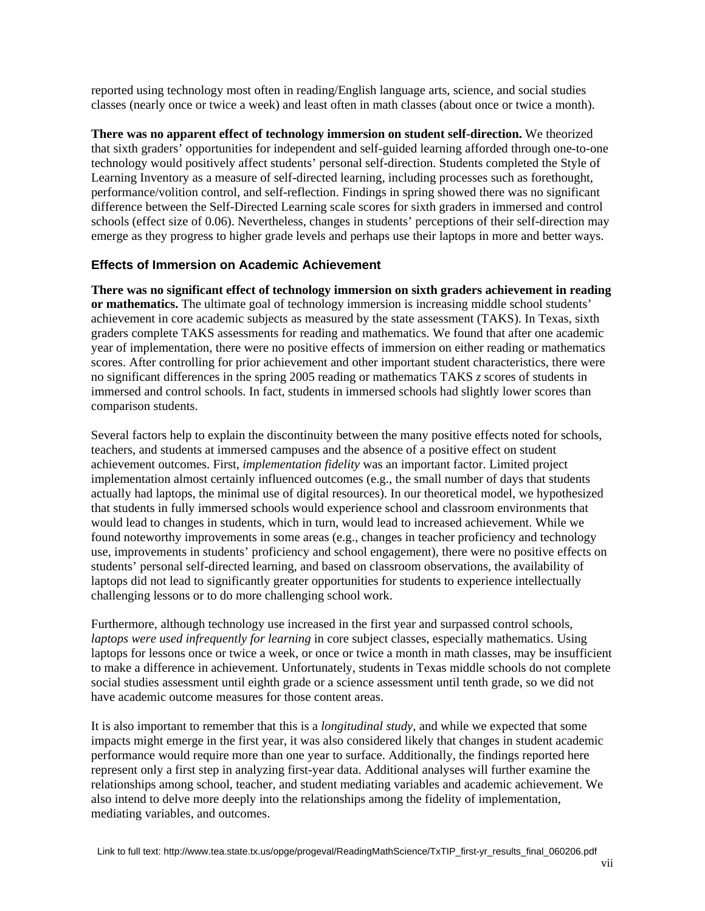reported using technology most often in reading/English language arts, science, and social studies classes (nearly once or twice a week) and least often in math classes (about once or twice a month).

**There was no apparent effect of technology immersion on student self-direction.** We theorized that sixth graders' opportunities for independent and self-guided learning afforded through one-to-one technology would positively affect students' personal self-direction. Students completed the Style of Learning Inventory as a measure of self-directed learning, including processes such as forethought, performance/volition control, and self-reflection. Findings in spring showed there was no significant difference between the Self-Directed Learning scale scores for sixth graders in immersed and control schools (effect size of 0.06). Nevertheless, changes in students' perceptions of their self-direction may emerge as they progress to higher grade levels and perhaps use their laptops in more and better ways.

### Effects of Immersion on Academic Achievement

**There was no significant effect of technology immersion on sixth graders achievement in reading or mathematics.** The ultimate goal of technology immersion is increasing middle school students' achievement in core academic subjects as measured by the state assessment (TAKS). In Texas, sixth graders complete TAKS assessments for reading and mathematics. We found that after one academic year of implementation, there were no positive effects of immersion on either reading or mathematics scores. After controlling for prior achievement and other important student characteristics, there were no significant differences in the spring 2005 reading or mathematics TAKS *z* scores of students in immersed and control schools. In fact, students in immersed schools had slightly lower scores than comparison students.

Several factors help to explain the discontinuity between the many positive effects noted for schools, teachers, and students at immersed campuses and the absence of a positive effect on student achievement outcomes. First, *implementation fidelity* was an important factor. Limited project implementation almost certainly influenced outcomes (e.g., the small number of days that students actually had laptops, the minimal use of digital resources). In our theoretical model, we hypothesized that students in fully immersed schools would experience school and classroom environments that would lead to changes in students, which in turn, would lead to increased achievement. While we found noteworthy improvements in some areas (e.g., changes in teacher proficiency and technology use, improvements in students' proficiency and school engagement), there were no positive effects on students' personal self-directed learning, and based on classroom observations, the availability of laptops did not lead to significantly greater opportunities for students to experience intellectually challenging lessons or to do more challenging school work.

Furthermore, although technology use increased in the first year and surpassed control schools, *laptops were used infrequently for learning* in core subject classes, especially mathematics. Using laptops for lessons once or twice a week, or once or twice a month in math classes, may be insufficient to make a difference in achievement. Unfortunately, students in Texas middle schools do not complete social studies assessment until eighth grade or a science assessment until tenth grade, so we did not have academic outcome measures for those content areas.

It is also important to remember that this is a *longitudinal study*, and while we expected that some impacts might emerge in the first year, it was also considered likely that changes in student academic performance would require more than one year to surface. Additionally, the findings reported here represent only a first step in analyzing first-year data. Additional analyses will further examine the relationships among school, teacher, and student mediating variables and academic achievement. We also intend to delve more deeply into the relationships among the fidelity of implementation, mediating variables, and outcomes.

Link to full text: http://www.tea.state.tx.us/opge/progeval/ReadingMathScience/TxTIP_first-yr_results_final_060206.pdf